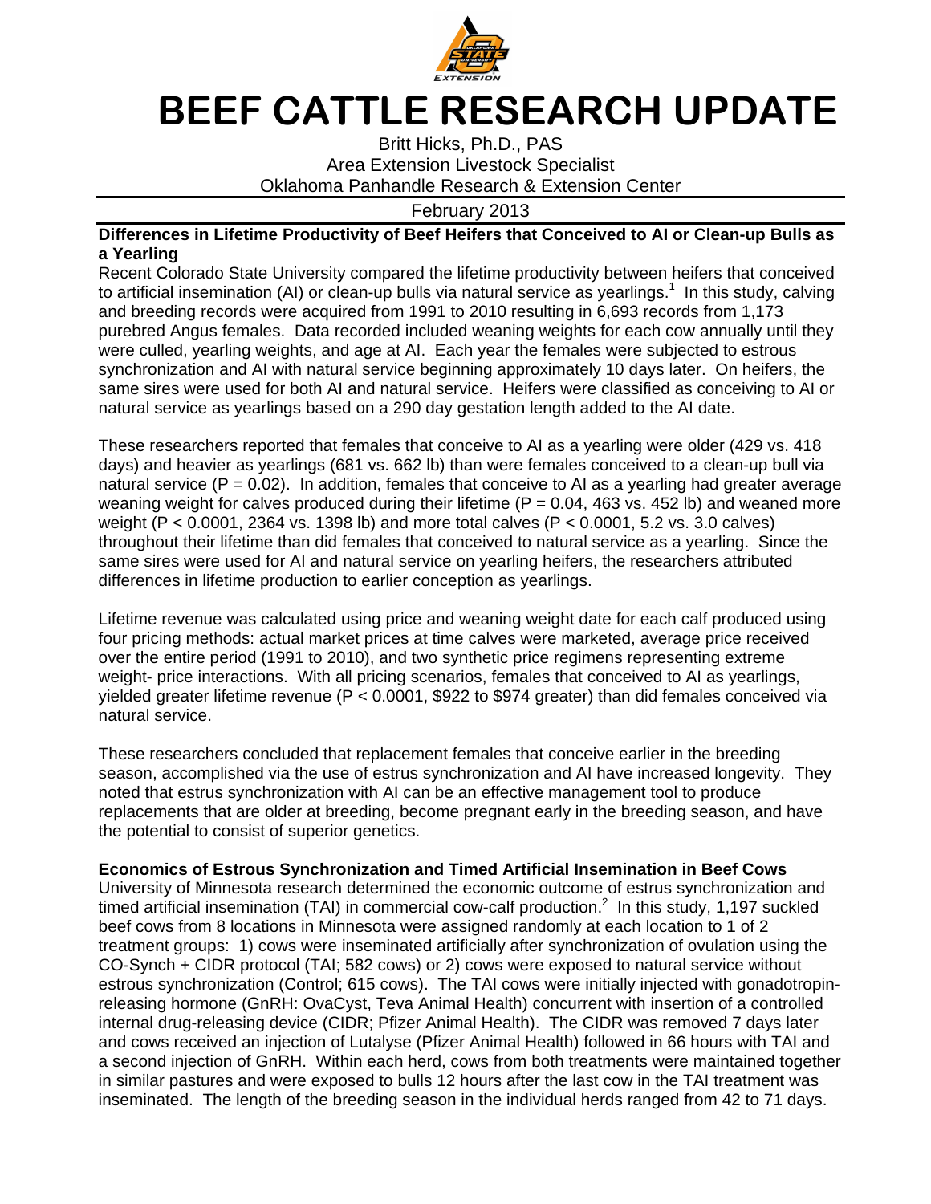# BEEF CATTLE RESEARCH UPDATE

Britt Hicks, Ph.D., PAS
Area Extension Livestock Specialist
Oklahoma Panhandle Research & Extension Center

February 2013

## Differences in Lifetime Productivity of Beef Heifers that Conceived to AI or Clean-up Bulls as a Yearling

Recent Colorado State University compared the lifetime productivity between heifers that conceived to artificial insemination (AI) or clean-up bulls via natural service as yearlings.[1] In this study, calving and breeding records were acquired from 1991 to 2010 resulting in 6,693 records from 1,173 purebred Angus females. Data recorded included weaning weights for each cow annually until they were culled, yearling weights, and age at AI. Each year the females were subjected to estrous synchronization and AI with natural service beginning approximately 10 days later. On heifers, the same sires were used for both AI and natural service. Heifers were classified as conceiving to AI or natural service as yearlings based on a 290 day gestation length added to the AI date.

These researchers reported that females that conceive to AI as a yearling were older (429 vs. 418 days) and heavier as yearlings (681 vs. 662 lb) than were females conceived to a clean-up bull via natural service ($P = 0.02$). In addition, females that conceive to AI as a yearling had greater average weaning weight for calves produced during their lifetime ($P = 0.04$, 463 vs. 452 lb) and weaned more weight ($P < 0.0001$, 2364 vs. 1398 lb) and more total calves ($P < 0.0001$, 5.2 vs. 3.0 calves) throughout their lifetime than did females that conceived to natural service as a yearling. Since the same sires were used for AI and natural service on yearling heifers, the researchers attributed differences in lifetime production to earlier conception as yearlings.

Lifetime revenue was calculated using price and weaning weight date for each calf produced using four pricing methods: actual market prices at time calves were marketed, average price received over the entire period (1991 to 2010), and two synthetic price regimens representing extreme weight- price interactions. With all pricing scenarios, females that conceived to AI as yearlings, yielded greater lifetime revenue ($P < 0.0001$, \$922 to \$974 greater) than did females conceived via natural service.

These researchers concluded that replacement females that conceive earlier in the breeding season, accomplished via the use of estrus synchronization and AI have increased longevity. They noted that estrus synchronization with AI can be an effective management tool to produce replacements that are older at breeding, become pregnant early in the breeding season, and have the potential to consist of superior genetics.

## Economics of Estrous Synchronization and Timed Artificial Insemination in Beef Cows

University of Minnesota research determined the economic outcome of estrus synchronization and timed artificial insemination (TAI) in commercial cow-calf production.[2] In this study, 1,197 suckled beef cows from 8 locations in Minnesota were assigned randomly at each location to 1 of 2 treatment groups: 1) cows were inseminated artificially after synchronization of ovulation using the CO-Synch + CIDR protocol (TAI; 582 cows) or 2) cows were exposed to natural service without estrous synchronization (Control; 615 cows). The TAI cows were initially injected with gonadotropin-releasing hormone (GnRH: OvaCyst, Teva Animal Health) concurrent with insertion of a controlled internal drug-releasing device (CIDR; Pfizer Animal Health). The CIDR was removed 7 days later and cows received an injection of Lutalyse (Pfizer Animal Health) followed in 66 hours with TAI and a second injection of GnRH. Within each herd, cows from both treatments were maintained together in similar pastures and were exposed to bulls 12 hours after the last cow in the TAI treatment was inseminated. The length of the breeding season in the individual herds ranged from 42 to 71 days.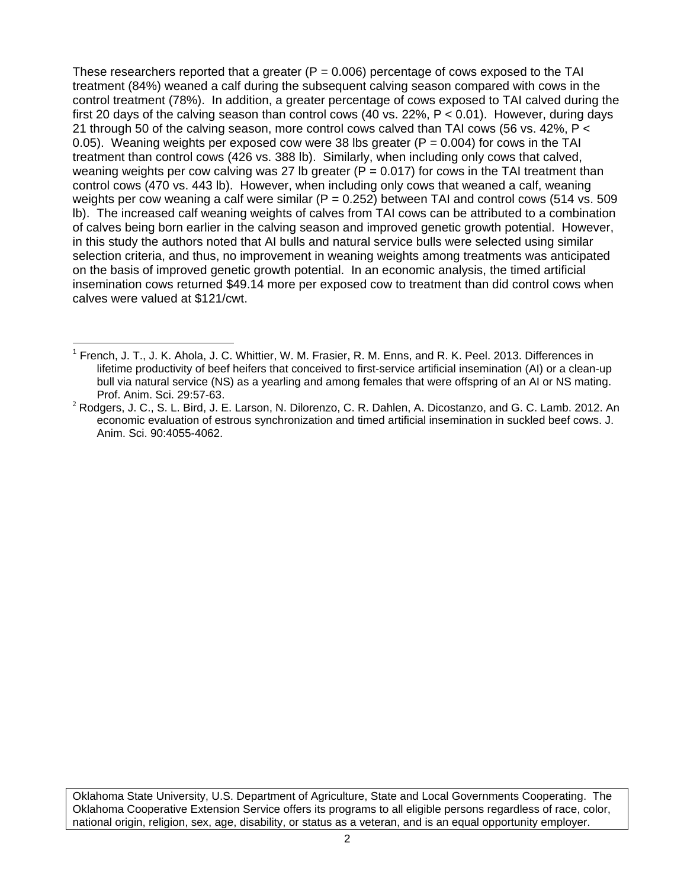These researchers reported that a greater ($P = 0.006$) percentage of cows exposed to the TAI treatment (84%) weaned a calf during the subsequent calving season compared with cows in the control treatment (78%). In addition, a greater percentage of cows exposed to TAI calved during the first 20 days of the calving season than control cows (40 vs. 22%, $P < 0.01$). However, during days 21 through 50 of the calving season, more control cows calved than TAI cows (56 vs. 42%, $P < 0.05$). Weaning weights per exposed cow were 38 lbs greater ($P = 0.004$) for cows in the TAI treatment than control cows (426 vs. 388 lb). Similarly, when including only cows that calved, weaning weights per cow calving was 27 lb greater ($P = 0.017$) for cows in the TAI treatment than control cows (470 vs. 443 lb). However, when including only cows that weaned a calf, weaning weights per cow weaning a calf were similar ($P = 0.252$) between TAI and control cows (514 vs. 509 lb). The increased calf weaning weights of calves from TAI cows can be attributed to a combination of calves being born earlier in the calving season and improved genetic growth potential. However, in this study the authors noted that AI bulls and natural service bulls were selected using similar selection criteria, and thus, no improvement in weaning weights among treatments was anticipated on the basis of improved genetic growth potential. In an economic analysis, the timed artificial insemination cows returned $49.14 more per exposed cow to treatment than did control cows when calves were valued at $121/cwt.

---

[1] French, J. T., J. K. Ahola, J. C. Whittier, W. M. Frasier, R. M. Enns, and R. K. Peel. 2013. Differences in lifetime productivity of beef heifers that conceived to first-service artificial insemination (AI) or a clean-up bull via natural service (NS) as a yearling and among females that were offspring of an AI or NS mating. Prof. Anim. Sci. 29:57-63.

[2] Rodgers, J. C., S. L. Bird, J. E. Larson, N. Dilorenzo, C. R. Dahlen, A. Dicostanzo, and G. C. Lamb. 2012. An economic evaluation of estrous synchronization and timed artificial insemination in suckled beef cows. J. Anim. Sci. 90:4055-4062.

Oklahoma State University, U.S. Department of Agriculture, State and Local Governments Cooperating. The Oklahoma Cooperative Extension Service offers its programs to all eligible persons regardless of race, color, national origin, religion, sex, age, disability, or status as a veteran, and is an equal opportunity employer.